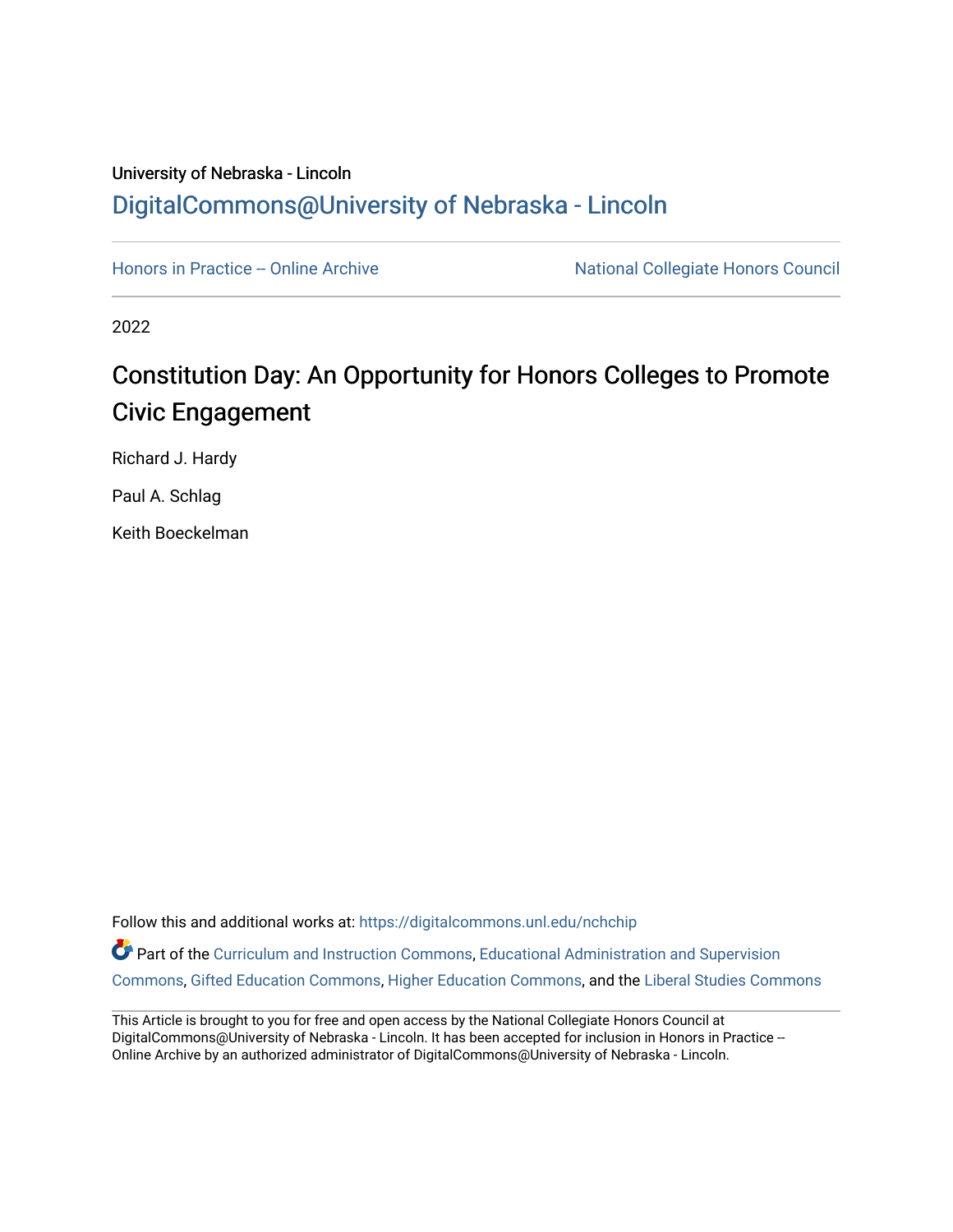University of Nebraska - Lincoln

DigitalCommons@University of Nebraska - Lincoln

Honors in Practice -- Online Archive

National Collegiate Honors Council

2022

# Constitution Day: An Opportunity for Honors Colleges to Promote Civic Engagement

Richard J. Hardy

Paul A. Schlag

Keith Boeckelman

Follow this and additional works at: https://digitalcommons.unl.edu/nchchip

Part of the Curriculum and Instruction Commons, Educational Administration and Supervision Commons, Gifted Education Commons, Higher Education Commons, and the Liberal Studies Commons

This Article is brought to you for free and open access by the National Collegiate Honors Council at DigitalCommons@University of Nebraska - Lincoln. It has been accepted for inclusion in Honors in Practice -- Online Archive by an authorized administrator of DigitalCommons@University of Nebraska - Lincoln.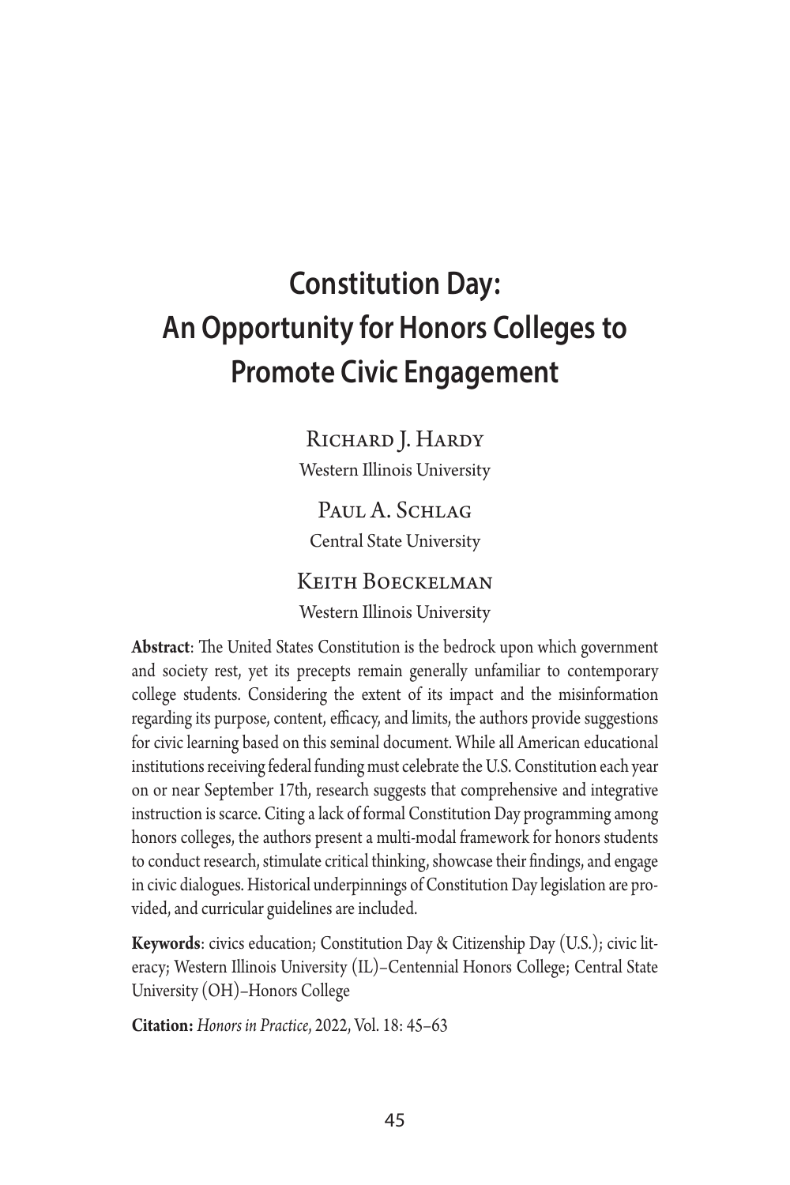# Constitution Day: An Opportunity for Honors Colleges to Promote Civic Engagement

Richard J. Hardy
Western Illinois University

Paul A. Schlag
Central State University

Keith Boeckelman
Western Illinois University

**Abstract**: The United States Constitution is the bedrock upon which government and society rest, yet its precepts remain generally unfamiliar to contemporary college students. Considering the extent of its impact and the misinformation regarding its purpose, content, efficacy, and limits, the authors provide suggestions for civic learning based on this seminal document. While all American educational institutions receiving federal funding must celebrate the U.S. Constitution each year on or near September 17th, research suggests that comprehensive and integrative instruction is scarce. Citing a lack of formal Constitution Day programming among honors colleges, the authors present a multi-modal framework for honors students to conduct research, stimulate critical thinking, showcase their findings, and engage in civic dialogues. Historical underpinnings of Constitution Day legislation are provided, and curricular guidelines are included.

**Keywords**: civics education; Constitution Day & Citizenship Day (U.S.); civic literacy; Western Illinois University (IL)–Centennial Honors College; Central State University (OH)–Honors College

**Citation:** *Honors in Practice*, 2022, Vol. 18: 45–63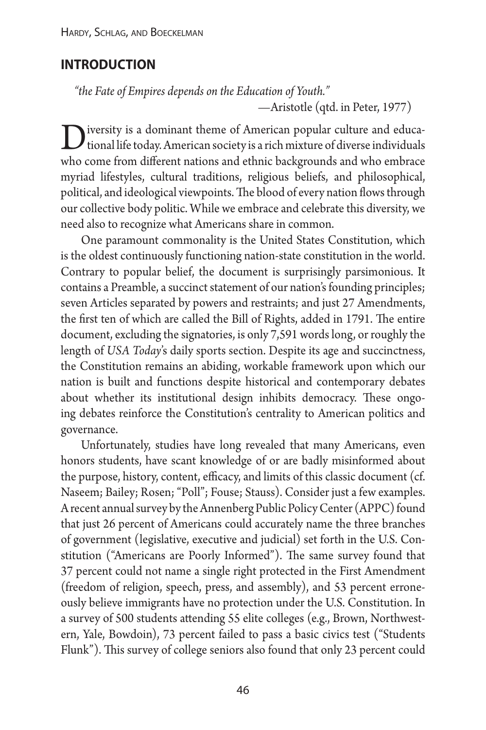## INTRODUCTION

*"the Fate of Empires depends on the Education of Youth."*

—Aristotle (qtd. in Peter, 1977)

Diversity is a dominant theme of American popular culture and educational life today. American society is a rich mixture of diverse individuals who come from different nations and ethnic backgrounds and who embrace myriad lifestyles, cultural traditions, religious beliefs, and philosophical, political, and ideological viewpoints. The blood of every nation flows through our collective body politic. While we embrace and celebrate this diversity, we need also to recognize what Americans share in common.

One paramount commonality is the United States Constitution, which is the oldest continuously functioning nation-state constitution in the world. Contrary to popular belief, the document is surprisingly parsimonious. It contains a Preamble, a succinct statement of our nation's founding principles; seven Articles separated by powers and restraints; and just 27 Amendments, the first ten of which are called the Bill of Rights, added in 1791. The entire document, excluding the signatories, is only 7,591 words long, or roughly the length of *USA Today*'s daily sports section. Despite its age and succinctness, the Constitution remains an abiding, workable framework upon which our nation is built and functions despite historical and contemporary debates about whether its institutional design inhibits democracy. These ongoing debates reinforce the Constitution's centrality to American politics and governance.

Unfortunately, studies have long revealed that many Americans, even honors students, have scant knowledge of or are badly misinformed about the purpose, history, content, efficacy, and limits of this classic document (cf. Naseem; Bailey; Rosen; "Poll"; Fouse; Stauss). Consider just a few examples. A recent annual survey by the Annenberg Public Policy Center (APPC) found that just 26 percent of Americans could accurately name the three branches of government (legislative, executive and judicial) set forth in the U.S. Constitution ("Americans are Poorly Informed"). The same survey found that 37 percent could not name a single right protected in the First Amendment (freedom of religion, speech, press, and assembly), and 53 percent erroneously believe immigrants have no protection under the U.S. Constitution. In a survey of 500 students attending 55 elite colleges (e.g., Brown, Northwestern, Yale, Bowdoin), 73 percent failed to pass a basic civics test ("Students Flunk"). This survey of college seniors also found that only 23 percent could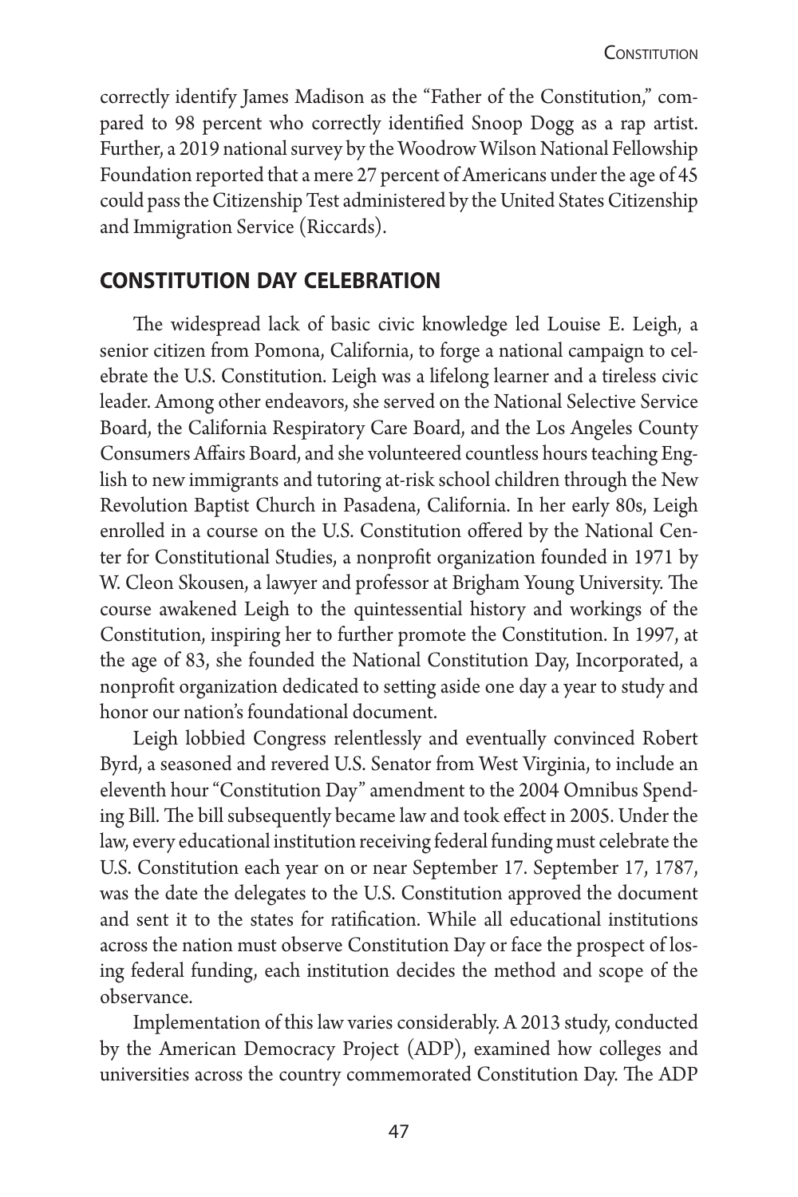correctly identify James Madison as the "Father of the Constitution," compared to 98 percent who correctly identified Snoop Dogg as a rap artist. Further, a 2019 national survey by the Woodrow Wilson National Fellowship Foundation reported that a mere 27 percent of Americans under the age of 45 could pass the Citizenship Test administered by the United States Citizenship and Immigration Service (Riccards).

## CONSTITUTION DAY CELEBRATION

The widespread lack of basic civic knowledge led Louise E. Leigh, a senior citizen from Pomona, California, to forge a national campaign to celebrate the U.S. Constitution. Leigh was a lifelong learner and a tireless civic leader. Among other endeavors, she served on the National Selective Service Board, the California Respiratory Care Board, and the Los Angeles County Consumers Affairs Board, and she volunteered countless hours teaching English to new immigrants and tutoring at-risk school children through the New Revolution Baptist Church in Pasadena, California. In her early 80s, Leigh enrolled in a course on the U.S. Constitution offered by the National Center for Constitutional Studies, a nonprofit organization founded in 1971 by W. Cleon Skousen, a lawyer and professor at Brigham Young University. The course awakened Leigh to the quintessential history and workings of the Constitution, inspiring her to further promote the Constitution. In 1997, at the age of 83, she founded the National Constitution Day, Incorporated, a nonprofit organization dedicated to setting aside one day a year to study and honor our nation's foundational document.

Leigh lobbied Congress relentlessly and eventually convinced Robert Byrd, a seasoned and revered U.S. Senator from West Virginia, to include an eleventh hour "Constitution Day" amendment to the 2004 Omnibus Spending Bill. The bill subsequently became law and took effect in 2005. Under the law, every educational institution receiving federal funding must celebrate the U.S. Constitution each year on or near September 17. September 17, 1787, was the date the delegates to the U.S. Constitution approved the document and sent it to the states for ratification. While all educational institutions across the nation must observe Constitution Day or face the prospect of losing federal funding, each institution decides the method and scope of the observance.

Implementation of this law varies considerably. A 2013 study, conducted by the American Democracy Project (ADP), examined how colleges and universities across the country commemorated Constitution Day. The ADP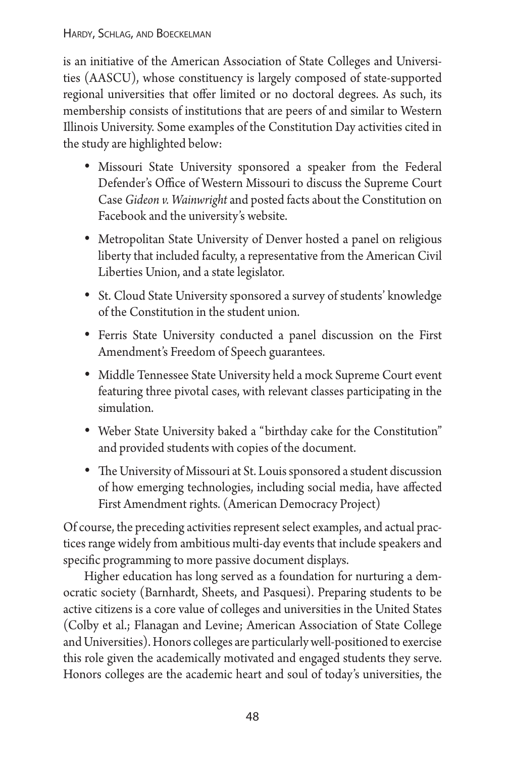is an initiative of the American Association of State Colleges and Universities (AASCU), whose constituency is largely composed of state-supported regional universities that offer limited or no doctoral degrees. As such, its membership consists of institutions that are peers of and similar to Western Illinois University. Some examples of the Constitution Day activities cited in the study are highlighted below:

- Missouri State University sponsored a speaker from the Federal Defender's Office of Western Missouri to discuss the Supreme Court Case *Gideon v. Wainwright* and posted facts about the Constitution on Facebook and the university's website.
- Metropolitan State University of Denver hosted a panel on religious liberty that included faculty, a representative from the American Civil Liberties Union, and a state legislator.
- St. Cloud State University sponsored a survey of students' knowledge of the Constitution in the student union.
- Ferris State University conducted a panel discussion on the First Amendment's Freedom of Speech guarantees.
- Middle Tennessee State University held a mock Supreme Court event featuring three pivotal cases, with relevant classes participating in the simulation.
- Weber State University baked a "birthday cake for the Constitution" and provided students with copies of the document.
- The University of Missouri at St. Louis sponsored a student discussion of how emerging technologies, including social media, have affected First Amendment rights. (American Democracy Project)

Of course, the preceding activities represent select examples, and actual practices range widely from ambitious multi-day events that include speakers and specific programming to more passive document displays.

Higher education has long served as a foundation for nurturing a democratic society (Barnhardt, Sheets, and Pasquesi). Preparing students to be active citizens is a core value of colleges and universities in the United States (Colby et al.; Flanagan and Levine; American Association of State College and Universities). Honors colleges are particularly well-positioned to exercise this role given the academically motivated and engaged students they serve. Honors colleges are the academic heart and soul of today's universities, the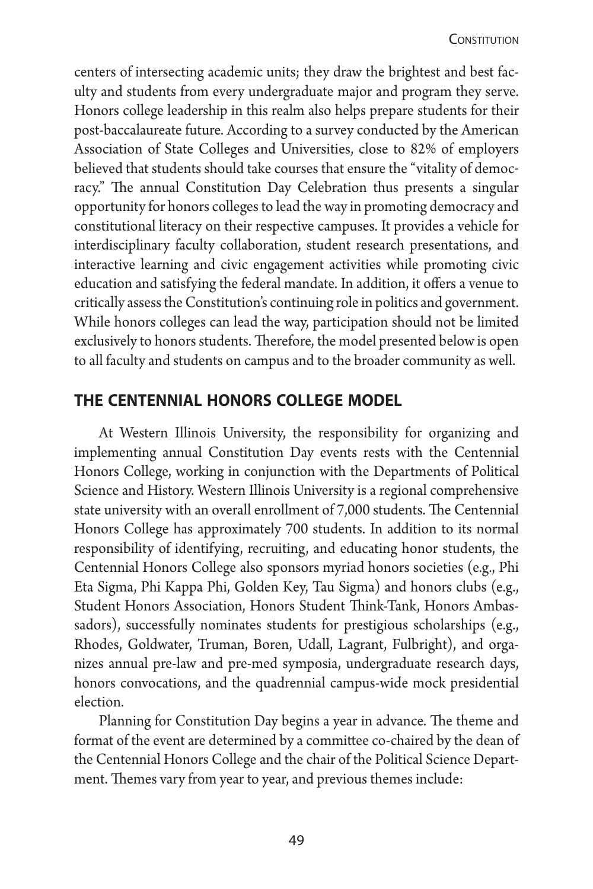centers of intersecting academic units; they draw the brightest and best faculty and students from every undergraduate major and program they serve. Honors college leadership in this realm also helps prepare students for their post-baccalaureate future. According to a survey conducted by the American Association of State Colleges and Universities, close to 82% of employers believed that students should take courses that ensure the "vitality of democracy." The annual Constitution Day Celebration thus presents a singular opportunity for honors colleges to lead the way in promoting democracy and constitutional literacy on their respective campuses. It provides a vehicle for interdisciplinary faculty collaboration, student research presentations, and interactive learning and civic engagement activities while promoting civic education and satisfying the federal mandate. In addition, it offers a venue to critically assess the Constitution's continuing role in politics and government. While honors colleges can lead the way, participation should not be limited exclusively to honors students. Therefore, the model presented below is open to all faculty and students on campus and to the broader community as well.

## THE CENTENNIAL HONORS COLLEGE MODEL

At Western Illinois University, the responsibility for organizing and implementing annual Constitution Day events rests with the Centennial Honors College, working in conjunction with the Departments of Political Science and History. Western Illinois University is a regional comprehensive state university with an overall enrollment of 7,000 students. The Centennial Honors College has approximately 700 students. In addition to its normal responsibility of identifying, recruiting, and educating honor students, the Centennial Honors College also sponsors myriad honors societies (e.g., Phi Eta Sigma, Phi Kappa Phi, Golden Key, Tau Sigma) and honors clubs (e.g., Student Honors Association, Honors Student Think-Tank, Honors Ambassadors), successfully nominates students for prestigious scholarships (e.g., Rhodes, Goldwater, Truman, Boren, Udall, Lagrant, Fulbright), and organizes annual pre-law and pre-med symposia, undergraduate research days, honors convocations, and the quadrennial campus-wide mock presidential election.

Planning for Constitution Day begins a year in advance. The theme and format of the event are determined by a committee co-chaired by the dean of the Centennial Honors College and the chair of the Political Science Department. Themes vary from year to year, and previous themes include: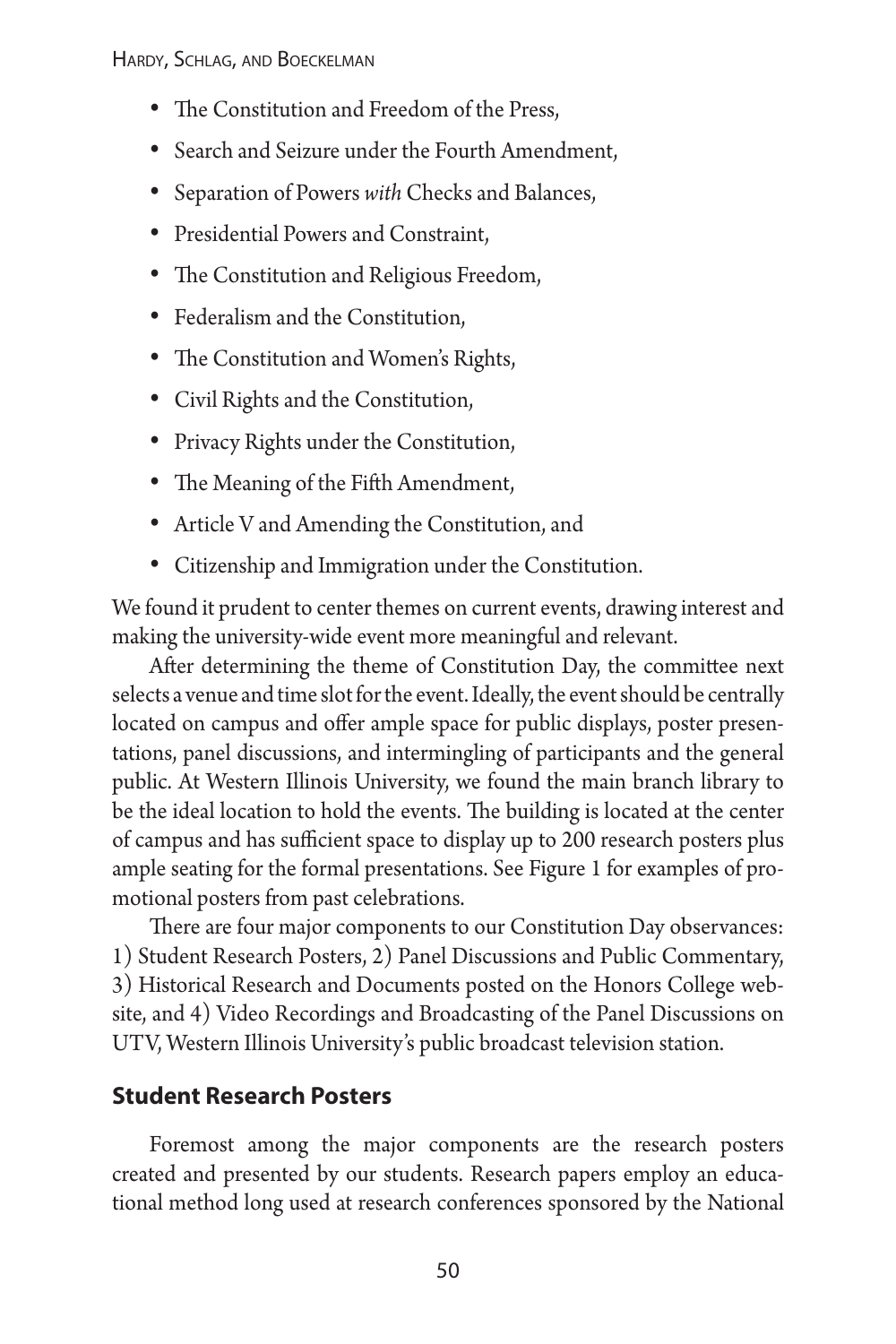- The Constitution and Freedom of the Press,
- Search and Seizure under the Fourth Amendment,
- Separation of Powers *with* Checks and Balances,
- Presidential Powers and Constraint,
- The Constitution and Religious Freedom,
- Federalism and the Constitution,
- The Constitution and Women's Rights,
- Civil Rights and the Constitution,
- Privacy Rights under the Constitution,
- The Meaning of the Fifth Amendment,
- Article V and Amending the Constitution, and
- Citizenship and Immigration under the Constitution.

We found it prudent to center themes on current events, drawing interest and making the university-wide event more meaningful and relevant.

After determining the theme of Constitution Day, the committee next selects a venue and time slot for the event. Ideally, the event should be centrally located on campus and offer ample space for public displays, poster presentations, panel discussions, and intermingling of participants and the general public. At Western Illinois University, we found the main branch library to be the ideal location to hold the events. The building is located at the center of campus and has sufficient space to display up to 200 research posters plus ample seating for the formal presentations. See Figure 1 for examples of promotional posters from past celebrations.

There are four major components to our Constitution Day observances: 1) Student Research Posters, 2) Panel Discussions and Public Commentary, 3) Historical Research and Documents posted on the Honors College website, and 4) Video Recordings and Broadcasting of the Panel Discussions on UTV, Western Illinois University's public broadcast television station.

## Student Research Posters

Foremost among the major components are the research posters created and presented by our students. Research papers employ an educational method long used at research conferences sponsored by the National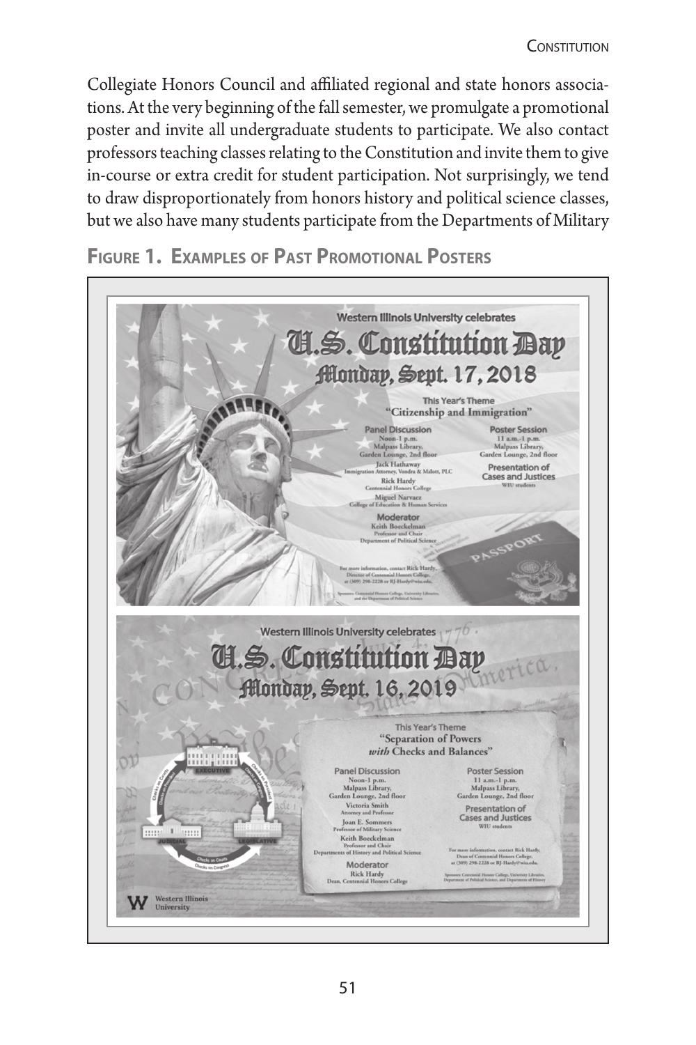Collegiate Honors Council and affiliated regional and state honors associations. At the very beginning of the fall semester, we promulgate a promotional poster and invite all undergraduate students to participate. We also contact professors teaching classes relating to the Constitution and invite them to give in-course or extra credit for student participation. Not surprisingly, we tend to draw disproportionately from honors history and political science classes, but we also have many students participate from the Departments of Military

**Figure 1. Examples of Past Promotional Posters**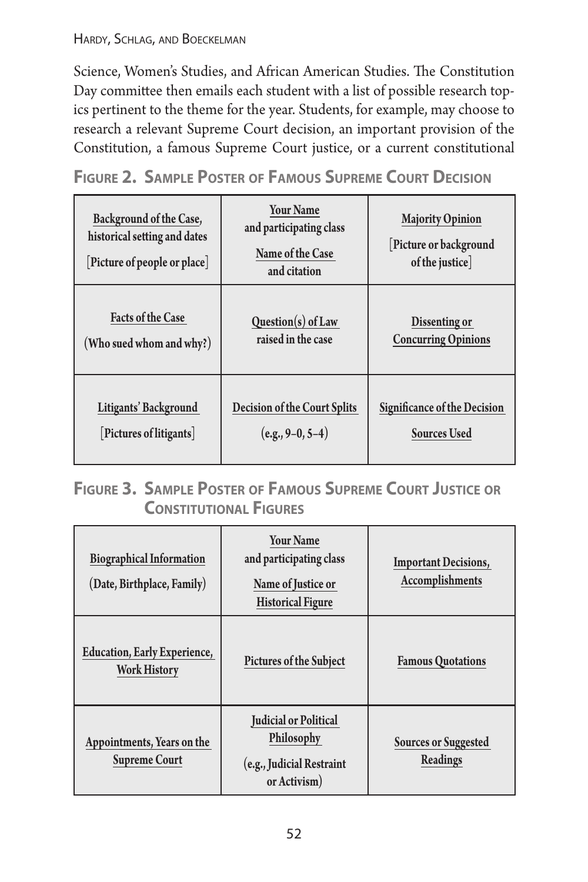Science, Women's Studies, and African American Studies. The Constitution Day committee then emails each student with a list of possible research topics pertinent to the theme for the year. Students, for example, may choose to research a relevant Supreme Court decision, an important provision of the Constitution, a famous Supreme Court justice, or a current constitutional

**Figure 2. Sample Poster of Famous Supreme Court Decision**

| | | |
|---|---|---|
| Background of the Case, historical setting and dates [Picture of people or place] | Your Name and participating class Name of the Case and citation | Majority Opinion [Picture or background of the justice] |
| Facts of the Case (Who sued whom and why?) | Question(s) of Law raised in the case | Dissenting or Concurring Opinions |
| Litigants' Background [Pictures of litigants] | Decision of the Court Splits (e.g., 9–0, 5–4) | Significance of the Decision Sources Used |

**Figure 3. Sample Poster of Famous Supreme Court Justice or Constitutional Figures**

| | | |
|---|---|---|
| Biographical Information (Date, Birthplace, Family) | Your Name and participating class Name of Justice or Historical Figure | Important Decisions, Accomplishments |
| Education, Early Experience, Work History | Pictures of the Subject | Famous Quotations |
| Appointments, Years on the Supreme Court | Judicial or Political Philosophy (e.g., Judicial Restraint or Activism) | Sources or Suggested Readings |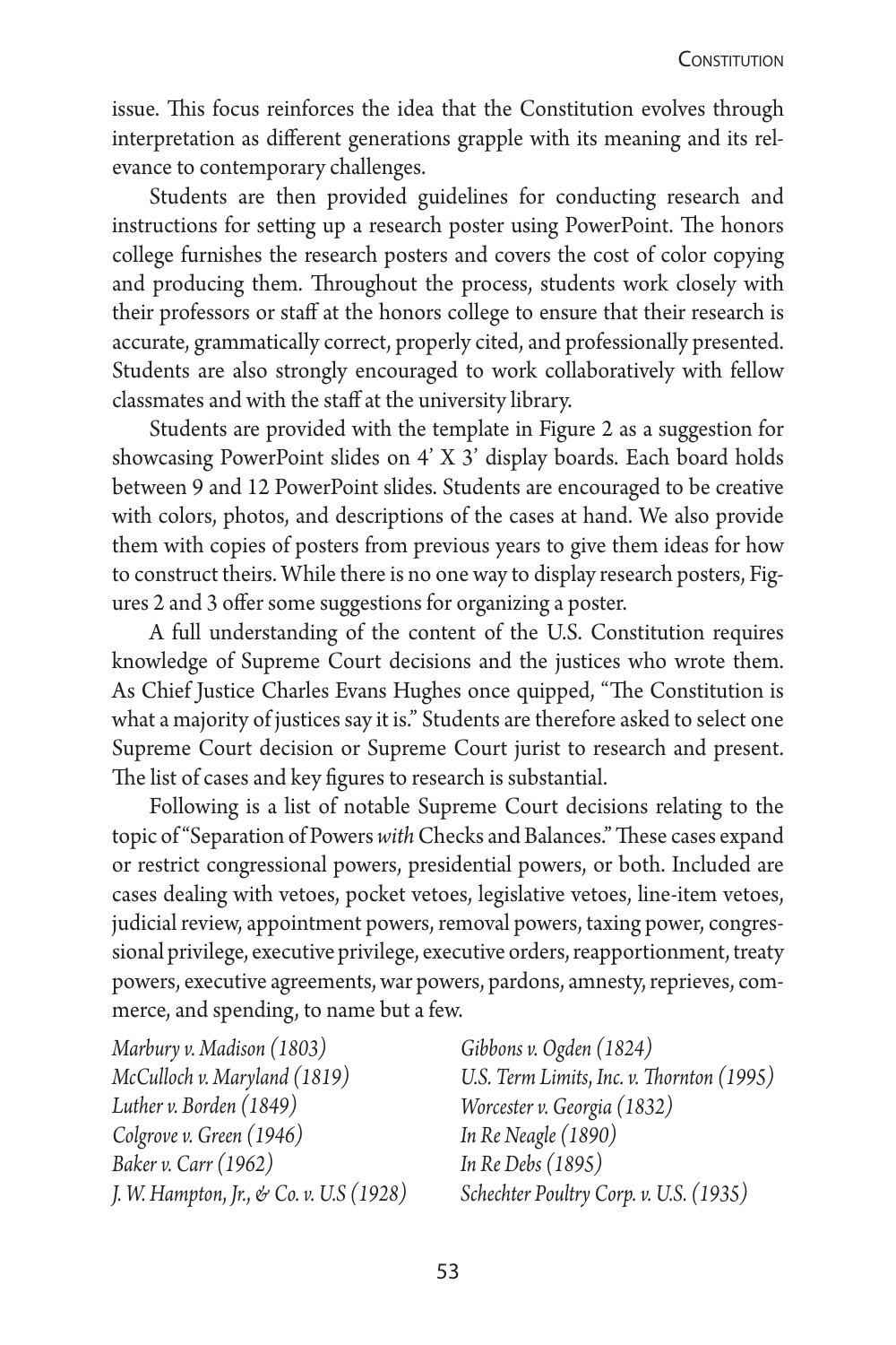issue. This focus reinforces the idea that the Constitution evolves through interpretation as different generations grapple with its meaning and its relevance to contemporary challenges.

Students are then provided guidelines for conducting research and instructions for setting up a research poster using PowerPoint. The honors college furnishes the research posters and covers the cost of color copying and producing them. Throughout the process, students work closely with their professors or staff at the honors college to ensure that their research is accurate, grammatically correct, properly cited, and professionally presented. Students are also strongly encouraged to work collaboratively with fellow classmates and with the staff at the university library.

Students are provided with the template in Figure 2 as a suggestion for showcasing PowerPoint slides on 4' X 3' display boards. Each board holds between 9 and 12 PowerPoint slides. Students are encouraged to be creative with colors, photos, and descriptions of the cases at hand. We also provide them with copies of posters from previous years to give them ideas for how to construct theirs. While there is no one way to display research posters, Figures 2 and 3 offer some suggestions for organizing a poster.

A full understanding of the content of the U.S. Constitution requires knowledge of Supreme Court decisions and the justices who wrote them. As Chief Justice Charles Evans Hughes once quipped, "The Constitution is what a majority of justices say it is." Students are therefore asked to select one Supreme Court decision or Supreme Court jurist to research and present. The list of cases and key figures to research is substantial.

Following is a list of notable Supreme Court decisions relating to the topic of "Separation of Powers *with* Checks and Balances." These cases expand or restrict congressional powers, presidential powers, or both. Included are cases dealing with vetoes, pocket vetoes, legislative vetoes, line-item vetoes, judicial review, appointment powers, removal powers, taxing power, congressional privilege, executive privilege, executive orders, reapportionment, treaty powers, executive agreements, war powers, pardons, amnesty, reprieves, commerce, and spending, to name but a few.

*Marbury v. Madison (1803)*
*McCulloch v. Maryland (1819)*
*Luther v. Borden (1849)*
*Colgrove v. Green (1946)*
*Baker v. Carr (1962)*
*J. W. Hampton, Jr., & Co. v. U.S (1928)*
*Gibbons v. Ogden (1824)*
*U.S. Term Limits, Inc. v. Thornton (1995)*
*Worcester v. Georgia (1832)*
*In Re Neagle (1890)*
*In Re Debs (1895)*
*Schechter Poultry Corp. v. U.S. (1935)*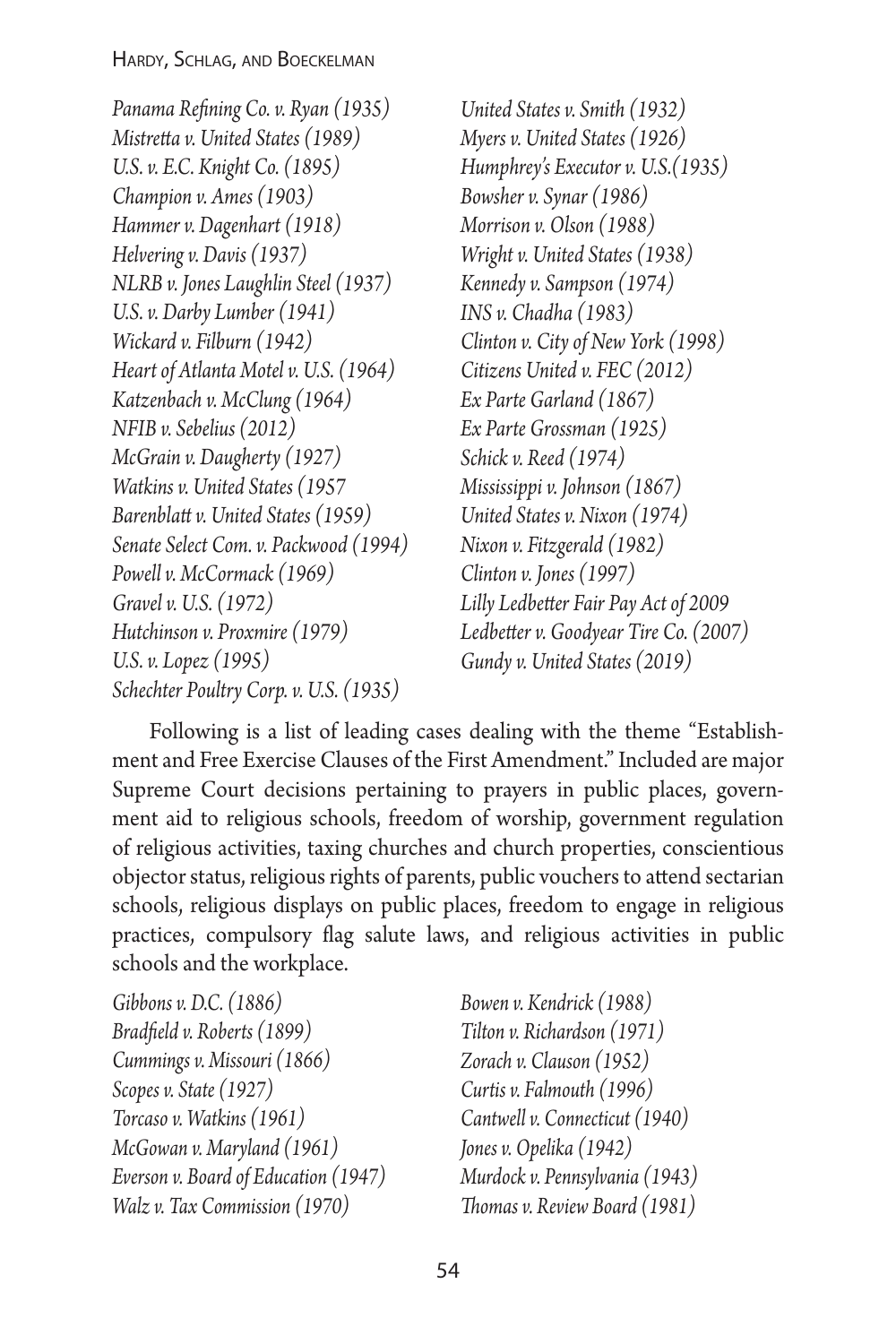*Panama Refining Co. v. Ryan (1935)*
*Mistretta v. United States (1989)*
*U.S. v. E.C. Knight Co. (1895)*
*Champion v. Ames (1903)*
*Hammer v. Dagenhart (1918)*
*Helvering v. Davis (1937)*
*NLRB v. Jones Laughlin Steel (1937)*
*U.S. v. Darby Lumber (1941)*
*Wickard v. Filburn (1942)*
*Heart of Atlanta Motel v. U.S. (1964)*
*Katzenbach v. McClung (1964)*
*NFIB v. Sebelius (2012)*
*McGrain v. Daugherty (1927)*
*Watkins v. United States (1957*
*Barenblatt v. United States (1959)*
*Senate Select Com. v. Packwood (1994)*
*Powell v. McCormack (1969)*
*Gravel v. U.S. (1972)*
*Hutchinson v. Proxmire (1979)*
*U.S. v. Lopez (1995)*
*Schechter Poultry Corp. v. U.S. (1935)*
*United States v. Smith (1932)*
*Myers v. United States (1926)*
*Humphrey's Executor v. U.S.(1935)*
*Bowsher v. Synar (1986)*
*Morrison v. Olson (1988)*
*Wright v. United States (1938)*
*Kennedy v. Sampson (1974)*
*INS v. Chadha (1983)*
*Clinton v. City of New York (1998)*
*Citizens United v. FEC (2012)*
*Ex Parte Garland (1867)*
*Ex Parte Grossman (1925)*
*Schick v. Reed (1974)*
*Mississippi v. Johnson (1867)*
*United States v. Nixon (1974)*
*Nixon v. Fitzgerald (1982)*
*Clinton v. Jones (1997)*
*Lilly Ledbetter Fair Pay Act of 2009*
*Ledbetter v. Goodyear Tire Co. (2007)*
*Gundy v. United States (2019)*

Following is a list of leading cases dealing with the theme "Establishment and Free Exercise Clauses of the First Amendment." Included are major Supreme Court decisions pertaining to prayers in public places, government aid to religious schools, freedom of worship, government regulation of religious activities, taxing churches and church properties, conscientious objector status, religious rights of parents, public vouchers to attend sectarian schools, religious displays on public places, freedom to engage in religious practices, compulsory flag salute laws, and religious activities in public schools and the workplace.

*Gibbons v. D.C. (1886)*
*Bradfield v. Roberts (1899)*
*Cummings v. Missouri (1866)*
*Scopes v. State (1927)*
*Torcaso v. Watkins (1961)*
*McGowan v. Maryland (1961)*
*Everson v. Board of Education (1947)*
*Walz v. Tax Commission (1970)*
*Bowen v. Kendrick (1988)*
*Tilton v. Richardson (1971)*
*Zorach v. Clauson (1952)*
*Curtis v. Falmouth (1996)*
*Cantwell v. Connecticut (1940)*
*Jones v. Opelika (1942)*
*Murdock v. Pennsylvania (1943)*
*Thomas v. Review Board (1981)*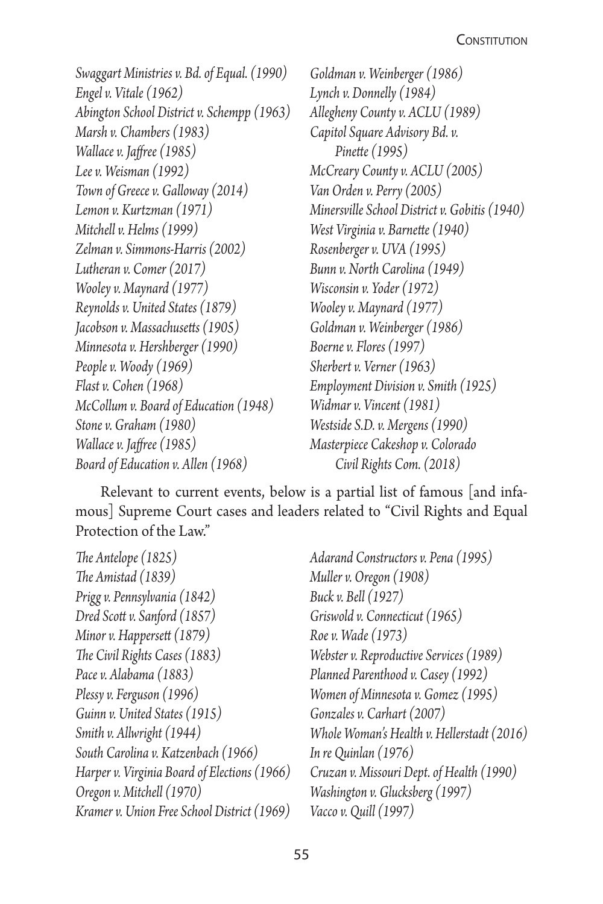*Swaggart Ministries v. Bd. of Equal. (1990)*
*Engel v. Vitale (1962)*
*Abington School District v. Schempp (1963)*
*Marsh v. Chambers (1983)*
*Wallace v. Jaffree (1985)*
*Lee v. Weisman (1992)*
*Town of Greece v. Galloway (2014)*
*Lemon v. Kurtzman (1971)*
*Mitchell v. Helms (1999)*
*Zelman v. Simmons-Harris (2002)*
*Lutheran v. Comer (2017)*
*Wooley v. Maynard (1977)*
*Reynolds v. United States (1879)*
*Jacobson v. Massachusetts (1905)*
*Minnesota v. Hershberger (1990)*
*People v. Woody (1969)*
*Flast v. Cohen (1968)*
*McCollum v. Board of Education (1948)*
*Stone v. Graham (1980)*
*Wallace v. Jaffree (1985)*
*Board of Education v. Allen (1968)*
*Goldman v. Weinberger (1986)*
*Lynch v. Donnelly (1984)*
*Allegheny County v. ACLU (1989)*
*Capitol Square Advisory Bd. v. Pinette (1995)*
*McCreary County v. ACLU (2005)*
*Van Orden v. Perry (2005)*
*Minersville School District v. Gobitis (1940)*
*West Virginia v. Barnette (1940)*
*Rosenberger v. UVA (1995)*
*Bunn v. North Carolina (1949)*
*Wisconsin v. Yoder (1972)*
*Wooley v. Maynard (1977)*
*Goldman v. Weinberger (1986)*
*Boerne v. Flores (1997)*
*Sherbert v. Verner (1963)*
*Employment Division v. Smith (1925)*
*Widmar v. Vincent (1981)*
*Westside S.D. v. Mergens (1990)*
*Masterpiece Cakeshop v. Colorado Civil Rights Com. (2018)*

Relevant to current events, below is a partial list of famous [and infamous] Supreme Court cases and leaders related to "Civil Rights and Equal Protection of the Law."

*The Antelope (1825)*
*The Amistad (1839)*
*Prigg v. Pennsylvania (1842)*
*Dred Scott v. Sanford (1857)*
*Minor v. Happersett (1879)*
*The Civil Rights Cases (1883)*
*Pace v. Alabama (1883)*
*Plessy v. Ferguson (1996)*
*Guinn v. United States (1915)*
*Smith v. Allwright (1944)*
*South Carolina v. Katzenbach (1966)*
*Harper v. Virginia Board of Elections (1966)*
*Oregon v. Mitchell (1970)*
*Kramer v. Union Free School District (1969)*
*Adarand Constructors v. Pena (1995)*
*Muller v. Oregon (1908)*
*Buck v. Bell (1927)*
*Griswold v. Connecticut (1965)*
*Roe v. Wade (1973)*
*Webster v. Reproductive Services (1989)*
*Planned Parenthood v. Casey (1992)*
*Women of Minnesota v. Gomez (1995)*
*Gonzales v. Carhart (2007)*
*Whole Woman's Health v. Hellerstadt (2016)*
*In re Quinlan (1976)*
*Cruzan v. Missouri Dept. of Health (1990)*
*Washington v. Glucksberg (1997)*
*Vacco v. Quill (1997)*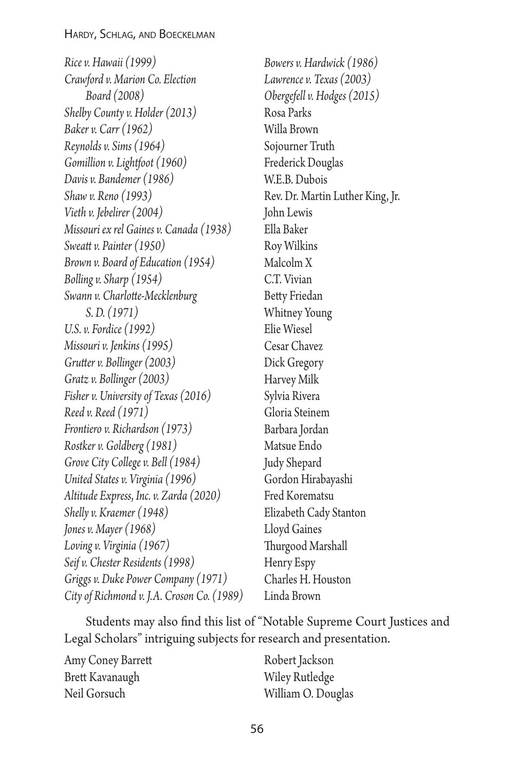*Rice v. Hawaii (1999)*
*Crawford v. Marion Co. Election Board (2008)*
*Shelby County v. Holder (2013)*
*Baker v. Carr (1962)*
*Reynolds v. Sims (1964)*
*Gomillion v. Lightfoot (1960)*
*Davis v. Bandemer (1986)*
*Shaw v. Reno (1993)*
*Vieth v. Jebelirer (2004)*
*Missouri ex rel Gaines v. Canada (1938)*
*Sweatt v. Painter (1950)*
*Brown v. Board of Education (1954)*
*Bolling v. Sharp (1954)*
*Swann v. Charlotte-Mecklenburg S. D. (1971)*
*U.S. v. Fordice (1992)*
*Missouri v. Jenkins (1995)*
*Grutter v. Bollinger (2003)*
*Gratz v. Bollinger (2003)*
*Fisher v. University of Texas (2016)*
*Reed v. Reed (1971)*
*Frontiero v. Richardson (1973)*
*Rostker v. Goldberg (1981)*
*Grove City College v. Bell (1984)*
*United States v. Virginia (1996)*
*Altitude Express, Inc. v. Zarda (2020)*
*Shelly v. Kraemer (1948)*
*Jones v. Mayer (1968)*
*Loving v. Virginia (1967)*
*Seif v. Chester Residents (1998)*
*Griggs v. Duke Power Company (1971)*
*City of Richmond v. J.A. Croson Co. (1989)*
*Bowers v. Hardwick (1986)*
*Lawrence v. Texas (2003)*
*Obergefell v. Hodges (2015)*
Rosa Parks
Willa Brown
Sojourner Truth
Frederick Douglas
W.E.B. Dubois
Rev. Dr. Martin Luther King, Jr.
John Lewis
Ella Baker
Roy Wilkins
Malcolm X
C.T. Vivian
Betty Friedan
Whitney Young
Elie Wiesel
Cesar Chavez
Dick Gregory
Harvey Milk
Sylvia Rivera
Gloria Steinem
Barbara Jordan
Matsue Endo
Judy Shepard
Gordon Hirabayashi
Fred Korematsu
Elizabeth Cady Stanton
Lloyd Gaines
Thurgood Marshall
Henry Espy
Charles H. Houston
Linda Brown

Students may also find this list of "Notable Supreme Court Justices and Legal Scholars" intriguing subjects for research and presentation.

Amy Coney Barrett
Brett Kavanaugh
Neil Gorsuch
Robert Jackson
Wiley Rutledge
William O. Douglas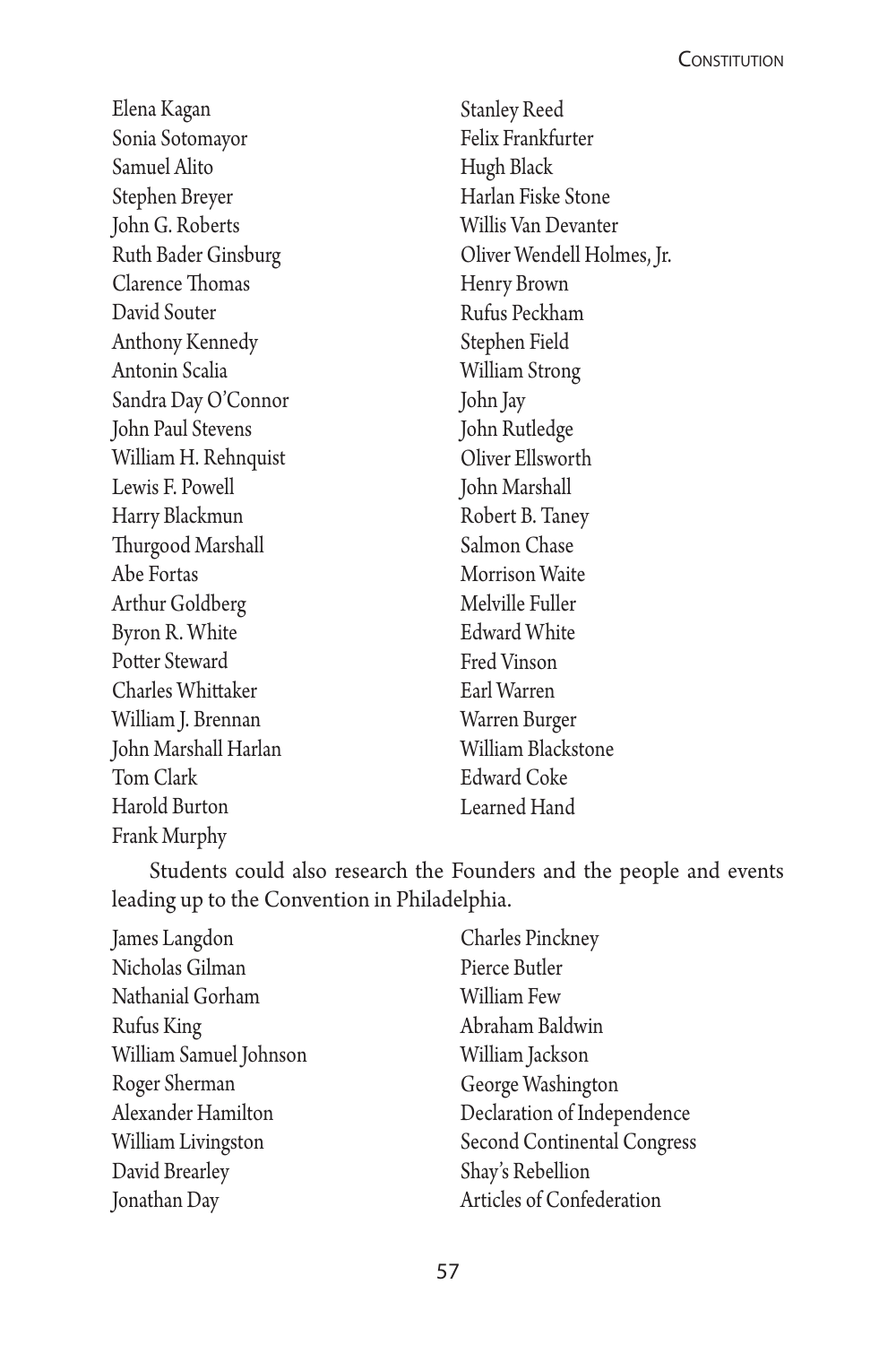Elena Kagan
Sonia Sotomayor
Samuel Alito
Stephen Breyer
John G. Roberts
Ruth Bader Ginsburg
Clarence Thomas
David Souter
Anthony Kennedy
Antonin Scalia
Sandra Day O'Connor
John Paul Stevens
William H. Rehnquist
Lewis F. Powell
Harry Blackmun
Thurgood Marshall
Abe Fortas
Arthur Goldberg
Byron R. White
Potter Steward
Charles Whittaker
William J. Brennan
John Marshall Harlan
Tom Clark
Harold Burton
Frank Murphy
Stanley Reed
Felix Frankfurter
Hugh Black
Harlan Fiske Stone
Willis Van Devanter
Oliver Wendell Holmes, Jr.
Henry Brown
Rufus Peckham
Stephen Field
William Strong
John Jay
John Rutledge
Oliver Ellsworth
John Marshall
Robert B. Taney
Salmon Chase
Morrison Waite
Melville Fuller
Edward White
Fred Vinson
Earl Warren
Warren Burger
William Blackstone
Edward Coke
Learned Hand

Students could also research the Founders and the people and events leading up to the Convention in Philadelphia.

James Langdon
Nicholas Gilman
Nathanial Gorham
Rufus King
William Samuel Johnson
Roger Sherman
Alexander Hamilton
William Livingston
David Brearley
Jonathan Day
Charles Pinckney
Pierce Butler
William Few
Abraham Baldwin
William Jackson
George Washington
Declaration of Independence
Second Continental Congress
Shay's Rebellion
Articles of Confederation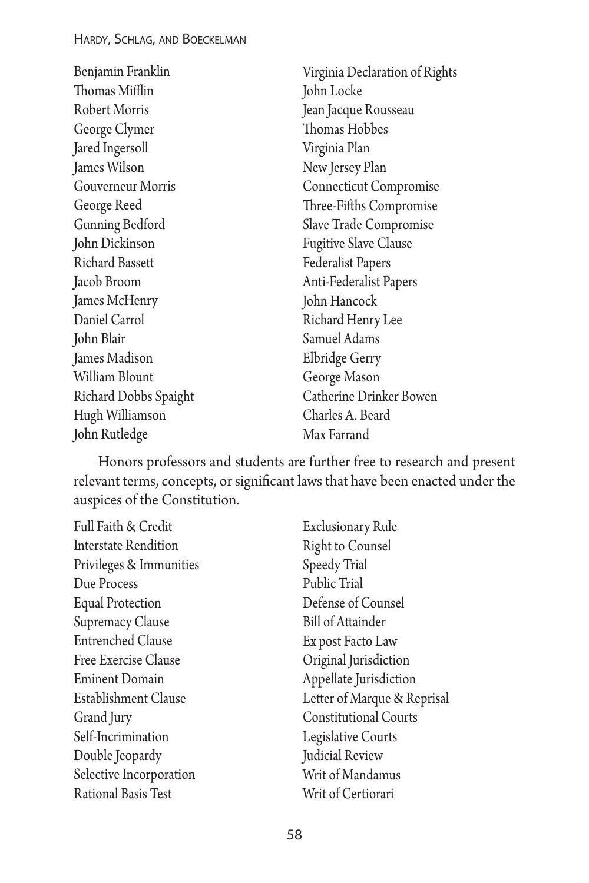Benjamin Franklin
Thomas Mifflin
Robert Morris
George Clymer
Jared Ingersoll
James Wilson
Gouverneur Morris
George Reed
Gunning Bedford
John Dickinson
Richard Bassett
Jacob Broom
James McHenry
Daniel Carrol
John Blair
James Madison
William Blount
Richard Dobbs Spaight
Hugh Williamson
John Rutledge
Virginia Declaration of Rights
John Locke
Jean Jacque Rousseau
Thomas Hobbes
Virginia Plan
New Jersey Plan
Connecticut Compromise
Three-Fifths Compromise
Slave Trade Compromise
Fugitive Slave Clause
Federalist Papers
Anti-Federalist Papers
John Hancock
Richard Henry Lee
Samuel Adams
Elbridge Gerry
George Mason
Catherine Drinker Bowen
Charles A. Beard
Max Farrand

Honors professors and students are further free to research and present relevant terms, concepts, or significant laws that have been enacted under the auspices of the Constitution.

Full Faith & Credit
Interstate Rendition
Privileges & Immunities
Due Process
Equal Protection
Supremacy Clause
Entrenched Clause
Free Exercise Clause
Eminent Domain
Establishment Clause
Grand Jury
Self-Incrimination
Double Jeopardy
Selective Incorporation
Rational Basis Test
Exclusionary Rule
Right to Counsel
Speedy Trial
Public Trial
Defense of Counsel
Bill of Attainder
Ex post Facto Law
Original Jurisdiction
Appellate Jurisdiction
Letter of Marque & Reprisal
Constitutional Courts
Legislative Courts
Judicial Review
Writ of Mandamus
Writ of Certiorari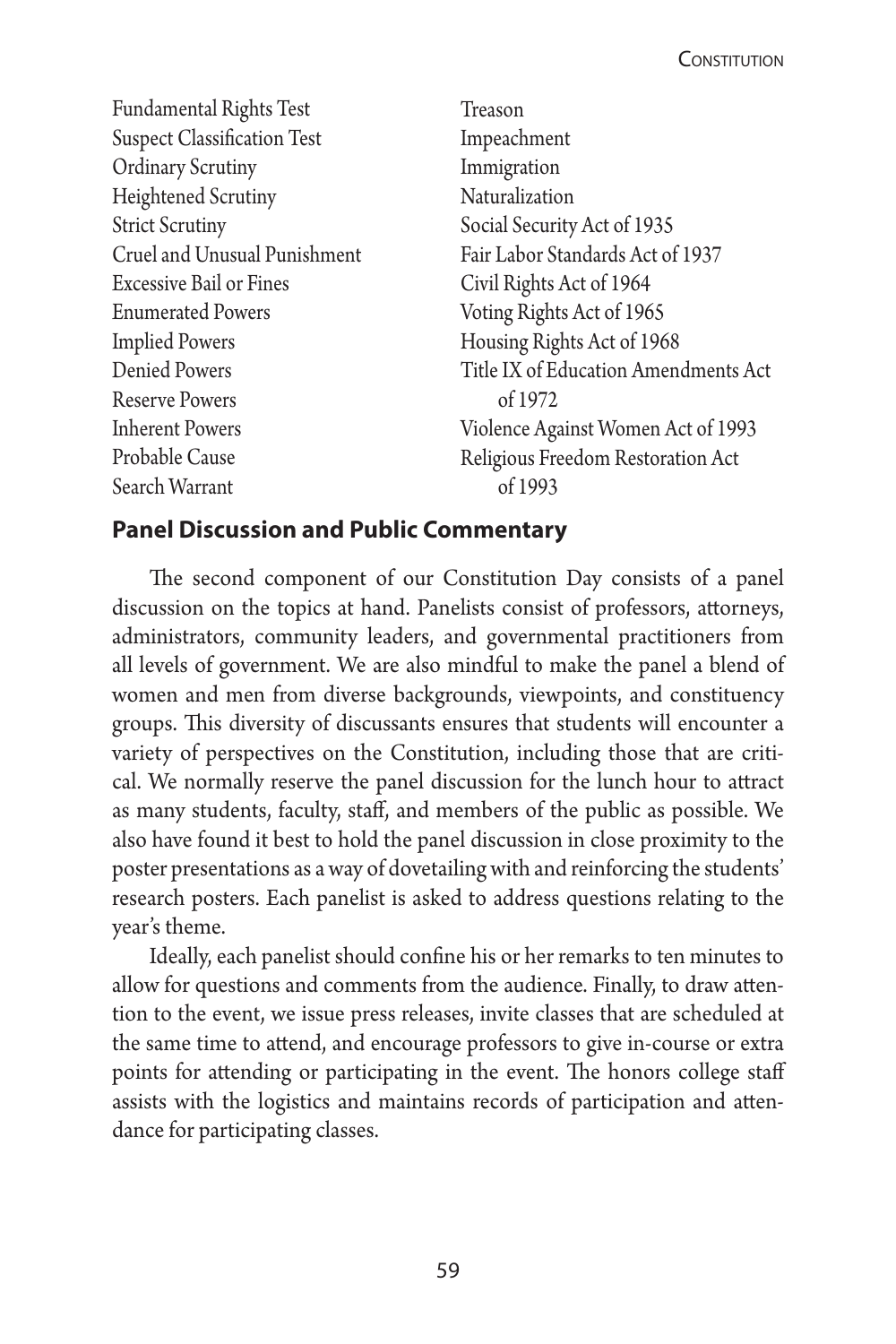Fundamental Rights Test
Suspect Classification Test
Ordinary Scrutiny
Heightened Scrutiny
Strict Scrutiny
Cruel and Unusual Punishment
Excessive Bail or Fines
Enumerated Powers
Implied Powers
Denied Powers
Reserve Powers
Inherent Powers
Probable Cause
Search Warrant
Treason
Impeachment
Immigration
Naturalization
Social Security Act of 1935
Fair Labor Standards Act of 1937
Civil Rights Act of 1964
Voting Rights Act of 1965
Housing Rights Act of 1968
Title IX of Education Amendments Act of 1972
Violence Against Women Act of 1993
Religious Freedom Restoration Act of 1993

## Panel Discussion and Public Commentary

The second component of our Constitution Day consists of a panel discussion on the topics at hand. Panelists consist of professors, attorneys, administrators, community leaders, and governmental practitioners from all levels of government. We are also mindful to make the panel a blend of women and men from diverse backgrounds, viewpoints, and constituency groups. This diversity of discussants ensures that students will encounter a variety of perspectives on the Constitution, including those that are critical. We normally reserve the panel discussion for the lunch hour to attract as many students, faculty, staff, and members of the public as possible. We also have found it best to hold the panel discussion in close proximity to the poster presentations as a way of dovetailing with and reinforcing the students' research posters. Each panelist is asked to address questions relating to the year's theme.

Ideally, each panelist should confine his or her remarks to ten minutes to allow for questions and comments from the audience. Finally, to draw attention to the event, we issue press releases, invite classes that are scheduled at the same time to attend, and encourage professors to give in-course or extra points for attending or participating in the event. The honors college staff assists with the logistics and maintains records of participation and attendance for participating classes.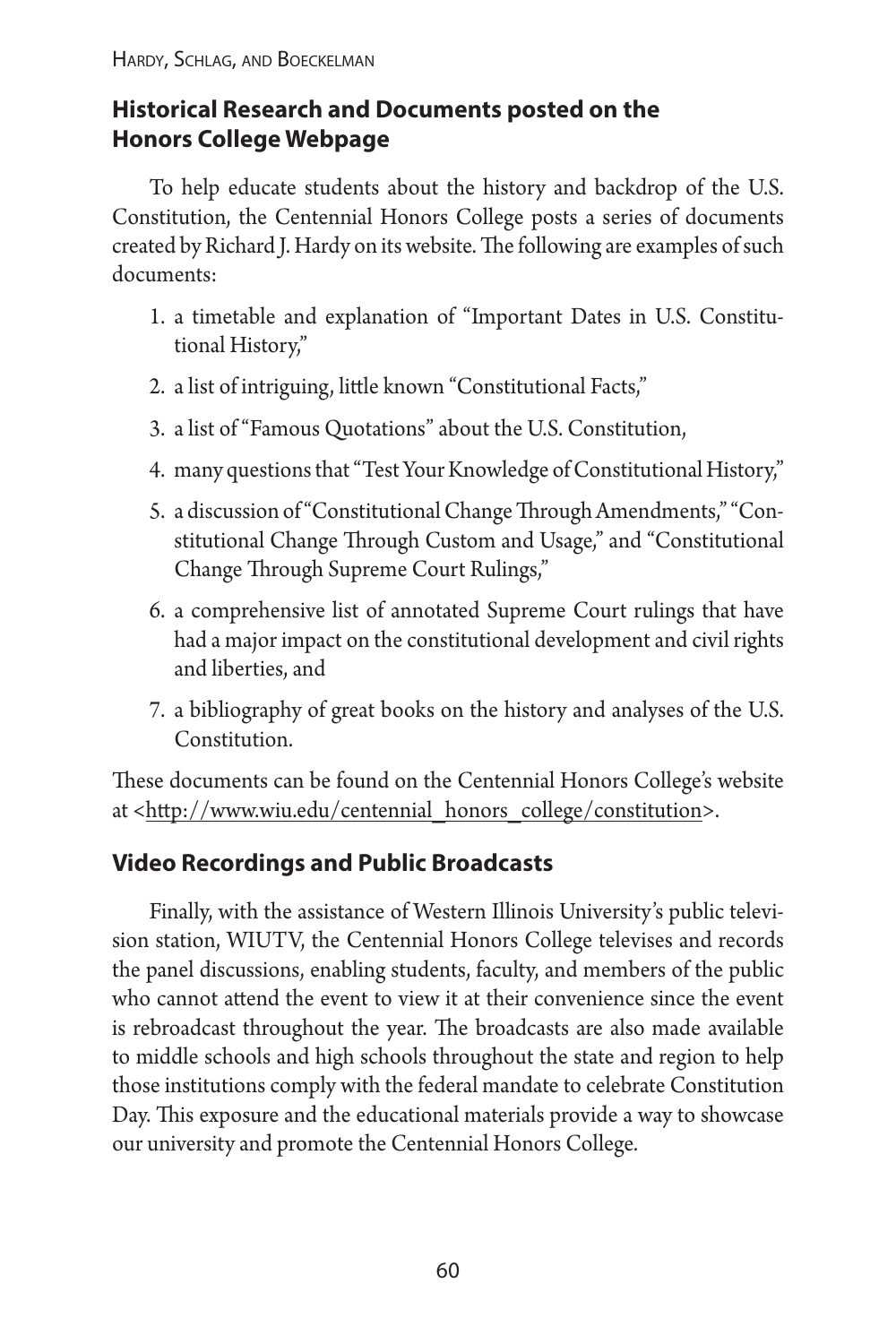## Historical Research and Documents posted on the Honors College Webpage

To help educate students about the history and backdrop of the U.S. Constitution, the Centennial Honors College posts a series of documents created by Richard J. Hardy on its website. The following are examples of such documents:

1. a timetable and explanation of "Important Dates in U.S. Constitutional History,"
2. a list of intriguing, little known "Constitutional Facts,"
3. a list of "Famous Quotations" about the U.S. Constitution,
4. many questions that "Test Your Knowledge of Constitutional History,"
5. a discussion of "Constitutional Change Through Amendments," "Constitutional Change Through Custom and Usage," and "Constitutional Change Through Supreme Court Rulings,"
6. a comprehensive list of annotated Supreme Court rulings that have had a major impact on the constitutional development and civil rights and liberties, and
7. a bibliography of great books on the history and analyses of the U.S. Constitution.

These documents can be found on the Centennial Honors College's website at <http://www.wiu.edu/centennial_honors_college/constitution>.

## Video Recordings and Public Broadcasts

Finally, with the assistance of Western Illinois University's public television station, WIUTV, the Centennial Honors College televises and records the panel discussions, enabling students, faculty, and members of the public who cannot attend the event to view it at their convenience since the event is rebroadcast throughout the year. The broadcasts are also made available to middle schools and high schools throughout the state and region to help those institutions comply with the federal mandate to celebrate Constitution Day. This exposure and the educational materials provide a way to showcase our university and promote the Centennial Honors College.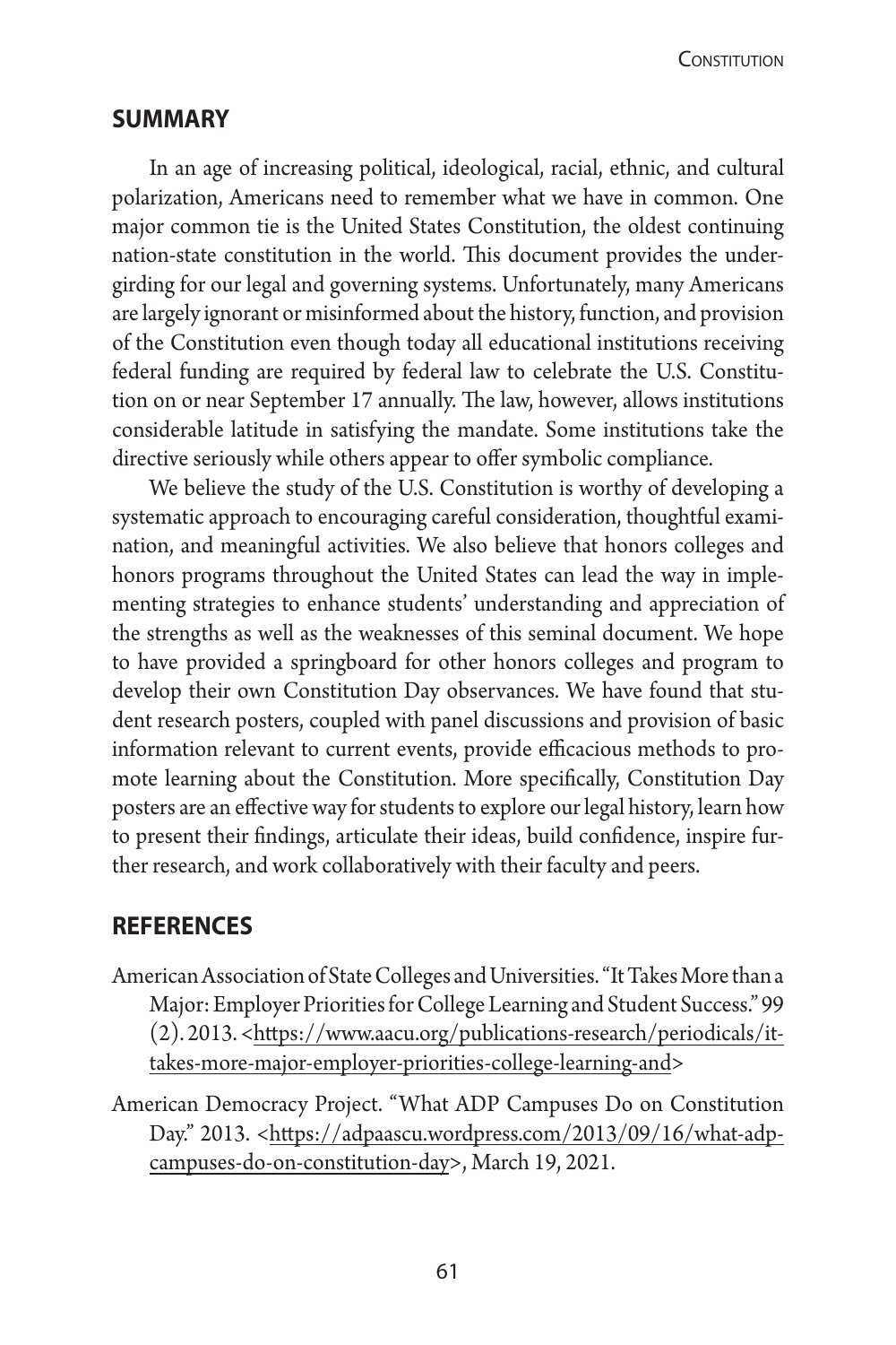## SUMMARY

In an age of increasing political, ideological, racial, ethnic, and cultural polarization, Americans need to remember what we have in common. One major common tie is the United States Constitution, the oldest continuing nation-state constitution in the world. This document provides the undergirding for our legal and governing systems. Unfortunately, many Americans are largely ignorant or misinformed about the history, function, and provision of the Constitution even though today all educational institutions receiving federal funding are required by federal law to celebrate the U.S. Constitution on or near September 17 annually. The law, however, allows institutions considerable latitude in satisfying the mandate. Some institutions take the directive seriously while others appear to offer symbolic compliance.

We believe the study of the U.S. Constitution is worthy of developing a systematic approach to encouraging careful consideration, thoughtful examination, and meaningful activities. We also believe that honors colleges and honors programs throughout the United States can lead the way in implementing strategies to enhance students' understanding and appreciation of the strengths as well as the weaknesses of this seminal document. We hope to have provided a springboard for other honors colleges and program to develop their own Constitution Day observances. We have found that student research posters, coupled with panel discussions and provision of basic information relevant to current events, provide efficacious methods to promote learning about the Constitution. More specifically, Constitution Day posters are an effective way for students to explore our legal history, learn how to present their findings, articulate their ideas, build confidence, inspire further research, and work collaboratively with their faculty and peers.

## REFERENCES

American Association of State Colleges and Universities. "It Takes More than a Major: Employer Priorities for College Learning and Student Success." 99 (2). 2013. <https://www.aacu.org/publications-research/periodicals/it-takes-more-major-employer-priorities-college-learning-and>

American Democracy Project. "What ADP Campuses Do on Constitution Day." 2013. <https://adpaascu.wordpress.com/2013/09/16/what-adp-campuses-do-on-constitution-day>, March 19, 2021.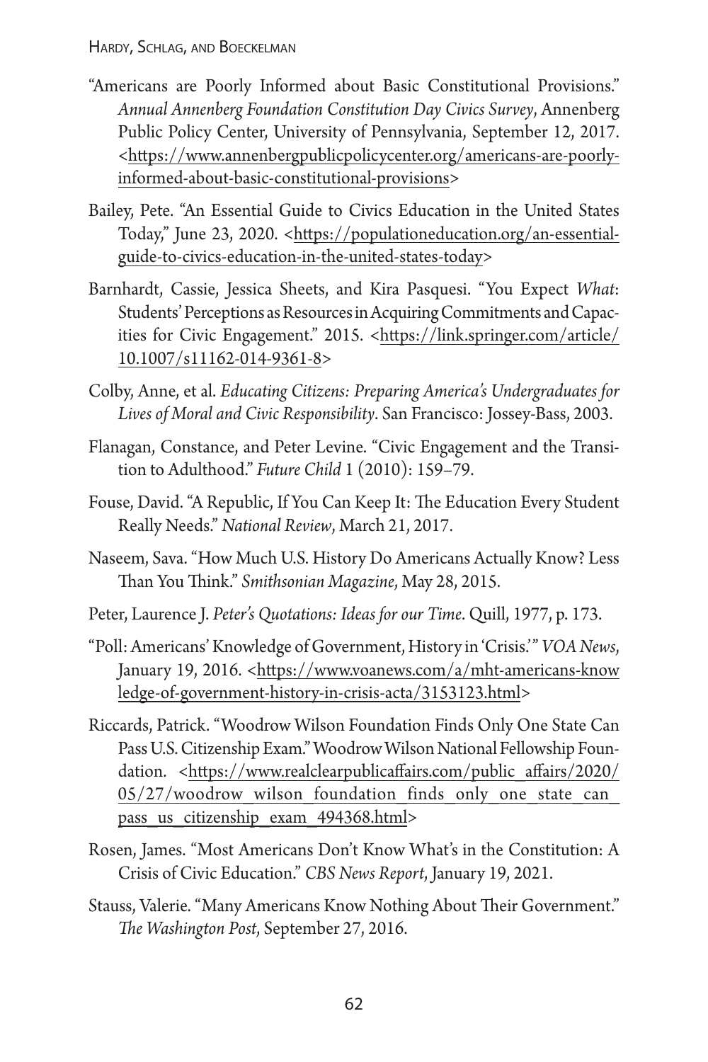"Americans are Poorly Informed about Basic Constitutional Provisions." *Annual Annenberg Foundation Constitution Day Civics Survey*, Annenberg Public Policy Center, University of Pennsylvania, September 12, 2017. <https://www.annenbergpublicpolicycenter.org/americans-are-poorly-informed-about-basic-constitutional-provisions>

Bailey, Pete. "An Essential Guide to Civics Education in the United States Today," June 23, 2020. <https://populationeducation.org/an-essential-guide-to-civics-education-in-the-united-states-today>

Barnhardt, Cassie, Jessica Sheets, and Kira Pasquesi. "You Expect *What*: Students' Perceptions as Resources in Acquiring Commitments and Capacities for Civic Engagement." 2015. <https://link.springer.com/article/10.1007/s11162-014-9361-8>

Colby, Anne, et al. *Educating Citizens: Preparing America's Undergraduates for Lives of Moral and Civic Responsibility*. San Francisco: Jossey-Bass, 2003.

Flanagan, Constance, and Peter Levine. "Civic Engagement and the Transition to Adulthood." *Future Child* 1 (2010): 159–79.

Fouse, David. "A Republic, If You Can Keep It: The Education Every Student Really Needs." *National Review*, March 21, 2017.

Naseem, Sava. "How Much U.S. History Do Americans Actually Know? Less Than You Think." *Smithsonian Magazine*, May 28, 2015.

Peter, Laurence J. *Peter's Quotations: Ideas for our Time*. Quill, 1977, p. 173.

"Poll: Americans' Knowledge of Government, History in 'Crisis.'" *VOA News*, January 19, 2016. <https://www.voanews.com/a/mht-americans-knowledge-of-government-history-in-crisis-acta/3153123.html>

Riccards, Patrick. "Woodrow Wilson Foundation Finds Only One State Can Pass U.S. Citizenship Exam." Woodrow Wilson National Fellowship Foundation. <https://www.realclearpublicaffairs.com/public_affairs/2020/05/27/woodrow_wilson_foundation_finds_only_one_state_can_pass_us_citizenship_exam_494368.html>

Rosen, James. "Most Americans Don't Know What's in the Constitution: A Crisis of Civic Education." *CBS News Report*, January 19, 2021.

Stauss, Valerie. "Many Americans Know Nothing About Their Government." *The Washington Post*, September 27, 2016.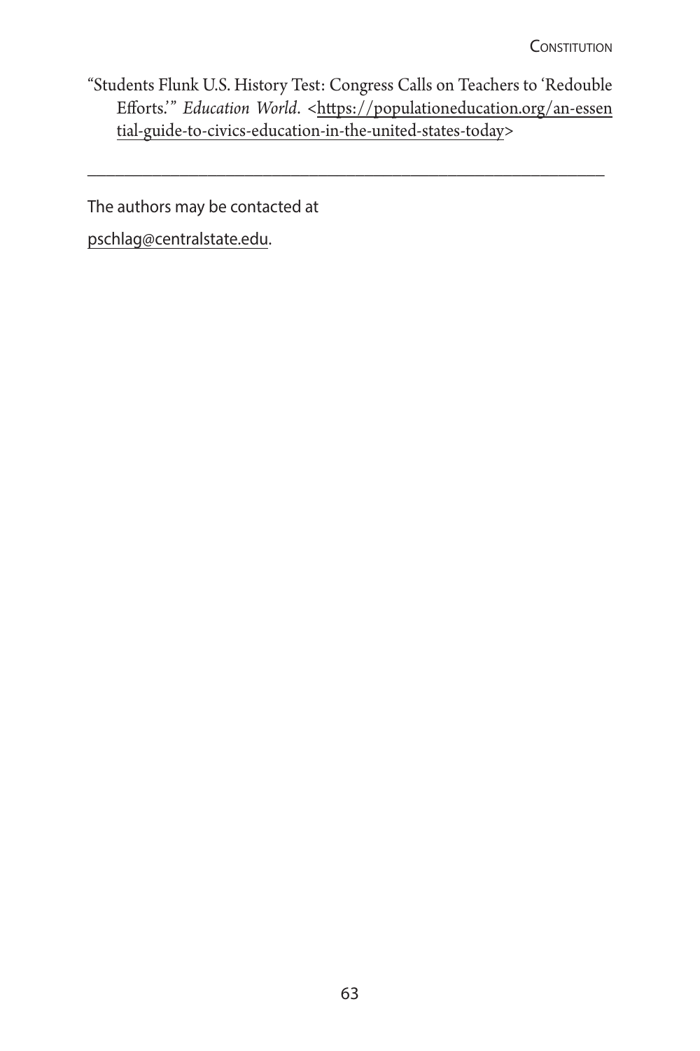"Students Flunk U.S. History Test: Congress Calls on Teachers to 'Redouble Efforts.'" *Education World*. <https://populationeducation.org/an-essential-guide-to-civics-education-in-the-united-states-today>

---

The authors may be contacted at

pschlag@centralstate.edu.